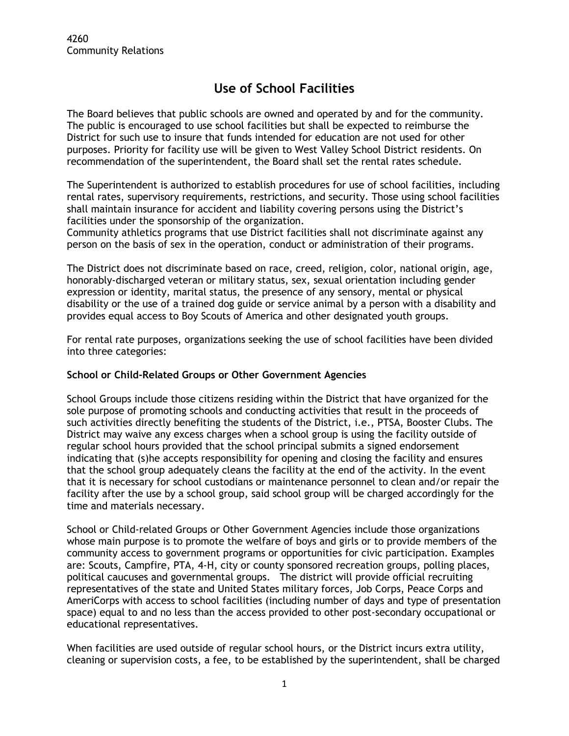4260
Community Relations

# Use of School Facilities

The Board believes that public schools are owned and operated by and for the community. The public is encouraged to use school facilities but shall be expected to reimburse the District for such use to insure that funds intended for education are not used for other purposes. Priority for facility use will be given to West Valley School District residents. On recommendation of the superintendent, the Board shall set the rental rates schedule.

The Superintendent is authorized to establish procedures for use of school facilities, including rental rates, supervisory requirements, restrictions, and security. Those using school facilities shall maintain insurance for accident and liability covering persons using the District's facilities under the sponsorship of the organization.
Community athletics programs that use District facilities shall not discriminate against any person on the basis of sex in the operation, conduct or administration of their programs.

The District does not discriminate based on race, creed, religion, color, national origin, age, honorably-discharged veteran or military status, sex, sexual orientation including gender expression or identity, marital status, the presence of any sensory, mental or physical disability or the use of a trained dog guide or service animal by a person with a disability and provides equal access to Boy Scouts of America and other designated youth groups.

For rental rate purposes, organizations seeking the use of school facilities have been divided into three categories:

**School or Child-Related Groups or Other Government Agencies**

School Groups include those citizens residing within the District that have organized for the sole purpose of promoting schools and conducting activities that result in the proceeds of such activities directly benefiting the students of the District, i.e., PTSA, Booster Clubs. The District may waive any excess charges when a school group is using the facility outside of regular school hours provided that the school principal submits a signed endorsement indicating that (s)he accepts responsibility for opening and closing the facility and ensures that the school group adequately cleans the facility at the end of the activity. In the event that it is necessary for school custodians or maintenance personnel to clean and/or repair the facility after the use by a school group, said school group will be charged accordingly for the time and materials necessary.

School or Child-related Groups or Other Government Agencies include those organizations whose main purpose is to promote the welfare of boys and girls or to provide members of the community access to government programs or opportunities for civic participation. Examples are: Scouts, Campfire, PTA, 4-H, city or county sponsored recreation groups, polling places, political caucuses and governmental groups. The district will provide official recruiting representatives of the state and United States military forces, Job Corps, Peace Corps and AmeriCorps with access to school facilities (including number of days and type of presentation space) equal to and no less than the access provided to other post-secondary occupational or educational representatives.

When facilities are used outside of regular school hours, or the District incurs extra utility, cleaning or supervision costs, a fee, to be established by the superintendent, shall be charged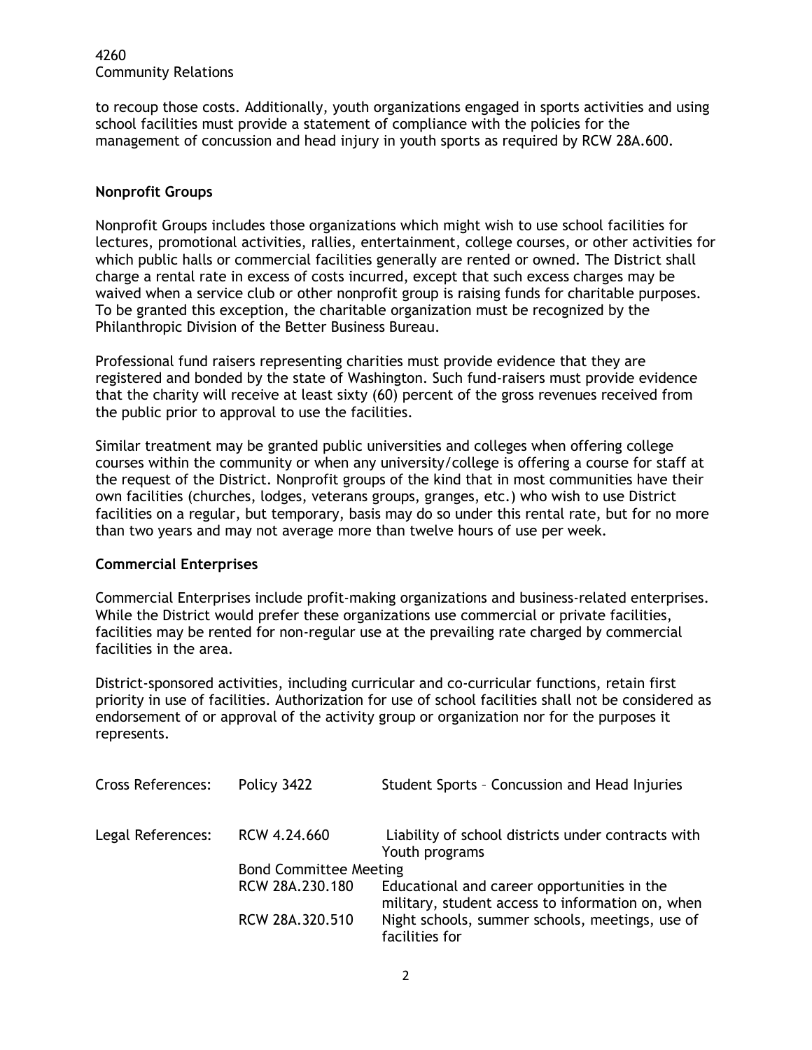to recoup those costs. Additionally, youth organizations engaged in sports activities and using school facilities must provide a statement of compliance with the policies for the management of concussion and head injury in youth sports as required by RCW 28A.600.

**Nonprofit Groups**

Nonprofit Groups includes those organizations which might wish to use school facilities for lectures, promotional activities, rallies, entertainment, college courses, or other activities for which public halls or commercial facilities generally are rented or owned. The District shall charge a rental rate in excess of costs incurred, except that such excess charges may be waived when a service club or other nonprofit group is raising funds for charitable purposes. To be granted this exception, the charitable organization must be recognized by the Philanthropic Division of the Better Business Bureau.

Professional fund raisers representing charities must provide evidence that they are registered and bonded by the state of Washington. Such fund-raisers must provide evidence that the charity will receive at least sixty (60) percent of the gross revenues received from the public prior to approval to use the facilities.

Similar treatment may be granted public universities and colleges when offering college courses within the community or when any university/college is offering a course for staff at the request of the District. Nonprofit groups of the kind that in most communities have their own facilities (churches, lodges, veterans groups, granges, etc.) who wish to use District facilities on a regular, but temporary, basis may do so under this rental rate, but for no more than two years and may not average more than twelve hours of use per week.

**Commercial Enterprises**

Commercial Enterprises include profit-making organizations and business-related enterprises. While the District would prefer these organizations use commercial or private facilities, facilities may be rented for non-regular use at the prevailing rate charged by commercial facilities in the area.

District-sponsored activities, including curricular and co-curricular functions, retain first priority in use of facilities. Authorization for use of school facilities shall not be considered as endorsement of or approval of the activity group or organization nor for the purposes it represents.

| | | |
|---|---|---|
| Cross References: | Policy 3422 | Student Sports – Concussion and Head Injuries |
| Legal References: | RCW 4.24.660 | Liability of school districts under contracts with Youth programs |
| | Bond Committee Meeting | |
| | RCW 28A.230.180 | Educational and career opportunities in the military, student access to information on, when |
| | RCW 28A.320.510 | Night schools, summer schools, meetings, use of facilities for |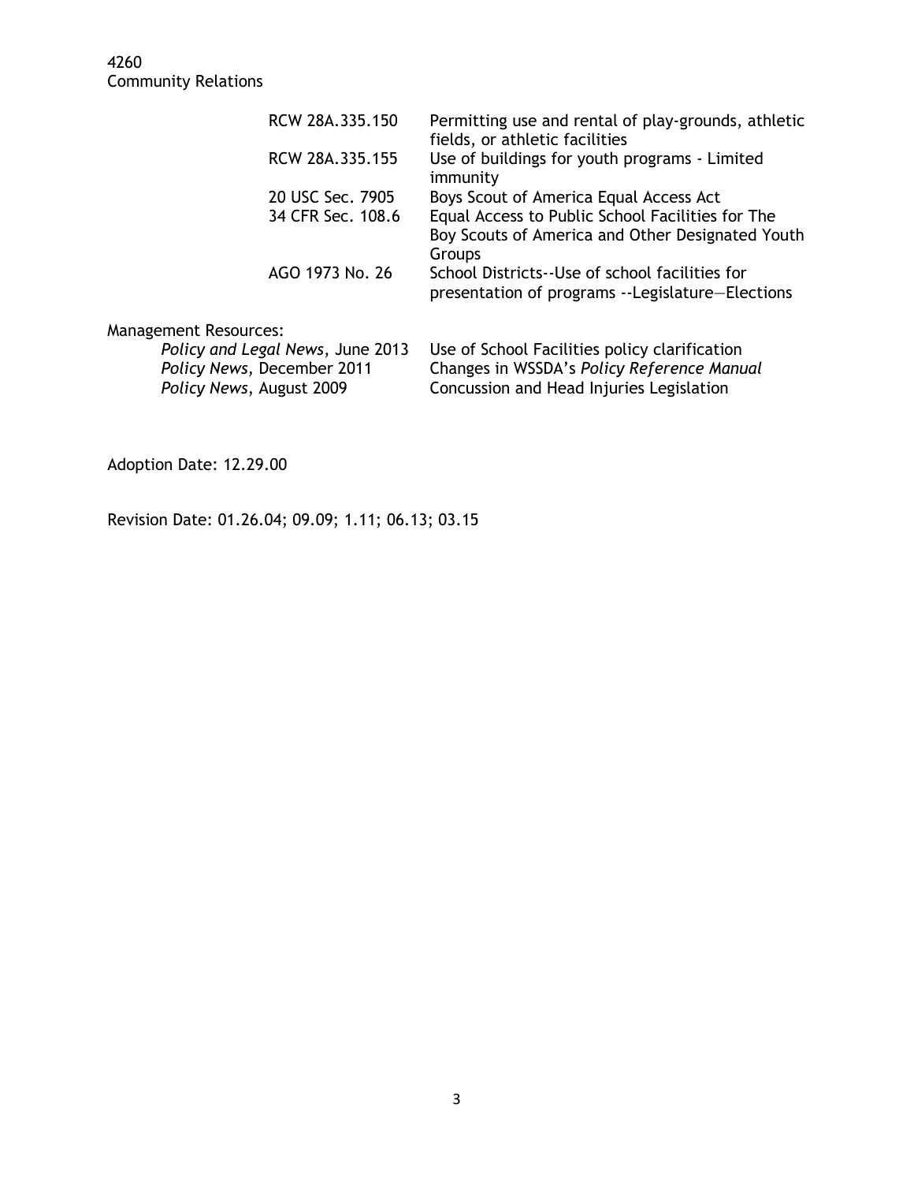| | |
|---|---|
| RCW 28A.335.150 | Permitting use and rental of play-grounds, athletic fields, or athletic facilities |
| RCW 28A.335.155 | Use of buildings for youth programs - Limited immunity |
| 20 USC Sec. 7905 | Boys Scout of America Equal Access Act |
| 34 CFR Sec. 108.6 | Equal Access to Public School Facilities for The Boy Scouts of America and Other Designated Youth Groups |
| AGO 1973 No. 26 | School Districts--Use of school facilities for presentation of programs --Legislature—Elections |

Management Resources:

| | |
|---|---|
| *Policy and Legal News*, June 2013 | Use of School Facilities policy clarification |
| *Policy News*, December 2011 | Changes in WSSDA's *Policy Reference Manual* |
| *Policy News*, August 2009 | Concussion and Head Injuries Legislation |

Adoption Date: 12.29.00

Revision Date: 01.26.04; 09.09; 1.11; 06.13; 03.15